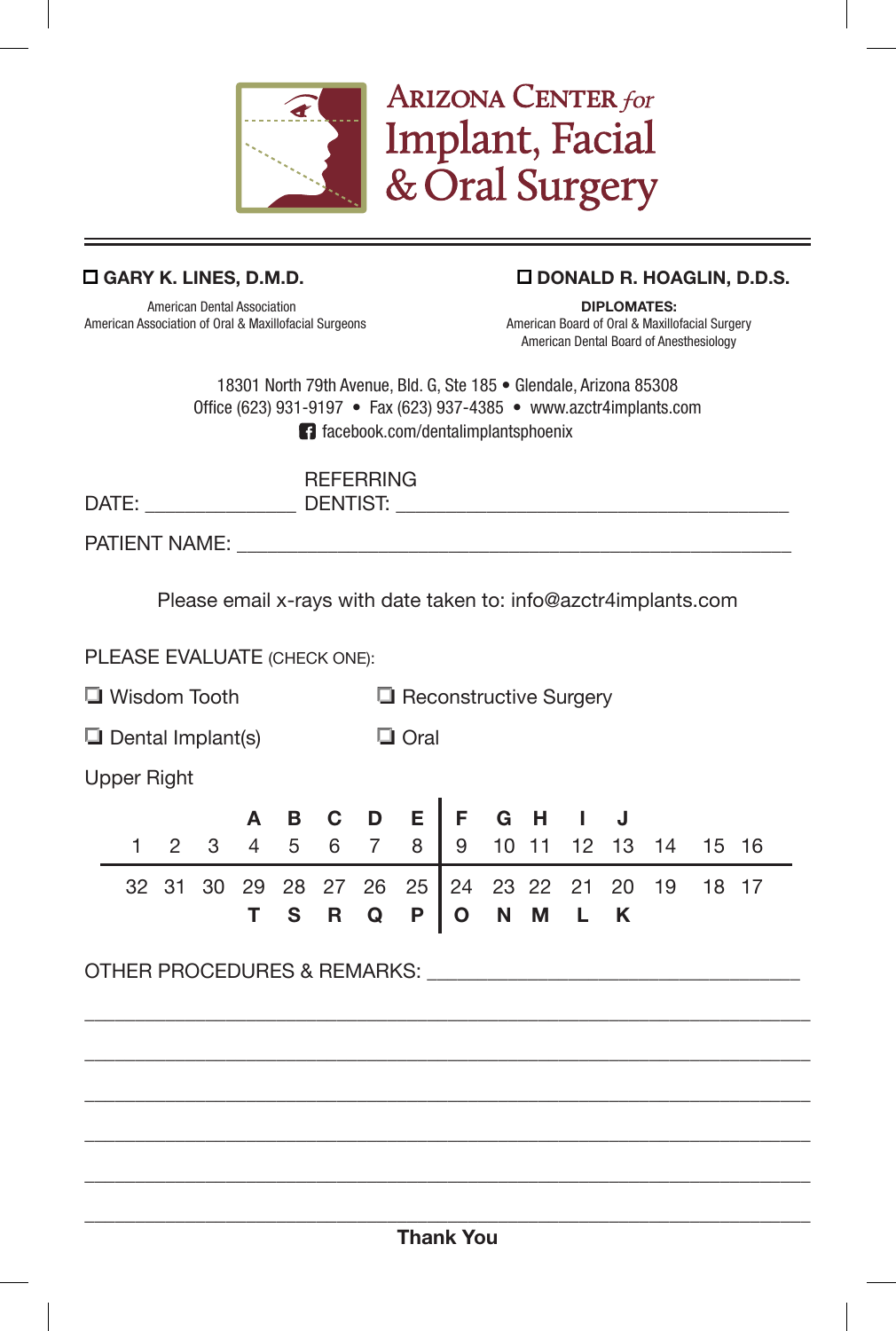# Arizona Center *for* Implant, Facial & Oral Surgery

☐ **GARY K. LINES, D.M.D.**

American Dental Association
American Association of Oral & Maxillofacial Surgeons

☐ **DONALD R. HOAGLIN, D.D.S.**

**DIPLOMATES:**
American Board of Oral & Maxillofacial Surgery
American Dental Board of Anesthesiology

18301 North 79th Avenue, Bld. G, Ste 185 • Glendale, Arizona 85308
Office (623) 931-9197 • Fax (623) 937-4385 • www.azctr4implants.com
facebook.com/dentalimplantsphoenix

DATE: _______________ REFERRING DENTIST: ________________________________________

PATIENT NAME: ____________________________________________________________

Please email x-rays with date taken to: info@azctr4implants.com

PLEASE EVALUATE (CHECK ONE):

☐ Wisdom Tooth ☐ Reconstructive Surgery

☐ Dental Implant(s) ☐ Oral

Upper Right

|  |  |  | A | B | C | D | E | F | G | H | I | J |  |  |  |
|---|---|---|---|---|---|---|---|---|---|---|---|---|---|---|---|
| 1 | 2 | 3 | 4 | 5 | 6 | 7 | 8 | 9 | 10 | 11 | 12 | 13 | 14 | 15 | 16 |
| 32 | 31 | 30 | 29 | 28 | 27 | 26 | 25 | 24 | 23 | 22 | 21 | 20 | 19 | 18 | 17 |
|  |  |  | T | S | R | Q | P | O | N | M | L | K |  |  |  |

OTHER PROCEDURES & REMARKS: ____________________________________

____________________________________________________________________

____________________________________________________________________

____________________________________________________________________

____________________________________________________________________

____________________________________________________________________

____________________________________________________________________

**Thank You**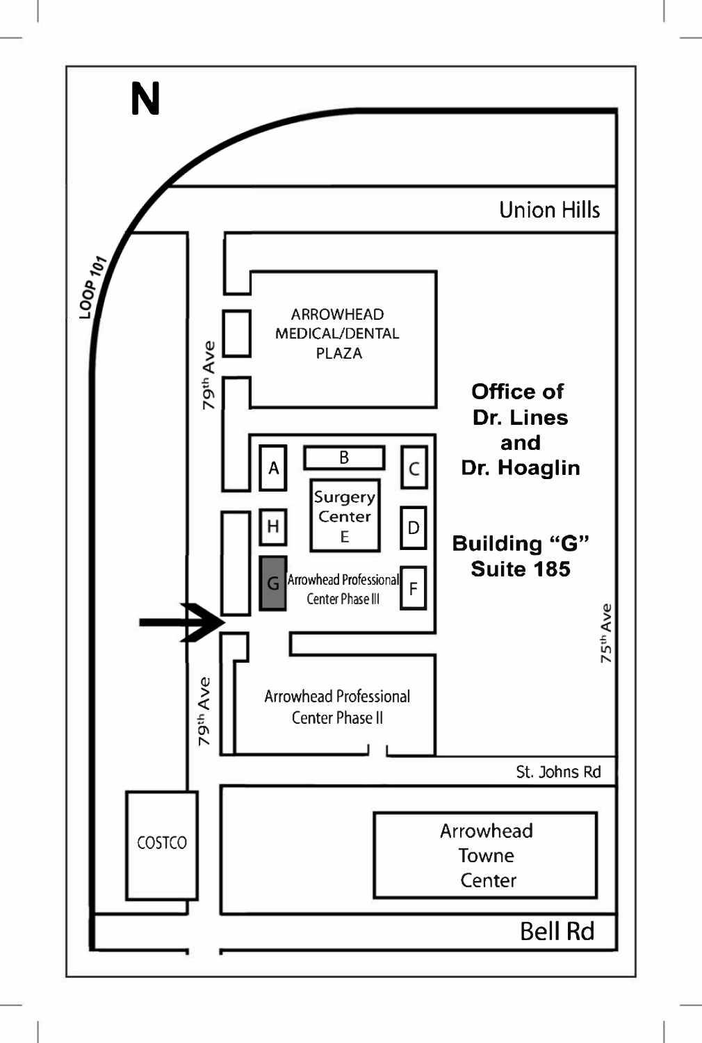N

Union Hills

LOOP 101

79th Ave

ARROWHEAD MEDICAL/DENTAL PLAZA

**Office of Dr. Lines and Dr. Hoaglin**

**Building "G" Suite 185**

A

B

C

H

Surgery Center E

D

G

Arrowhead Professional Center Phase III

F

75th Ave

79th Ave

Arrowhead Professional Center Phase II

St. Johns Rd

COSTCO

Arrowhead Towne Center

Bell Rd